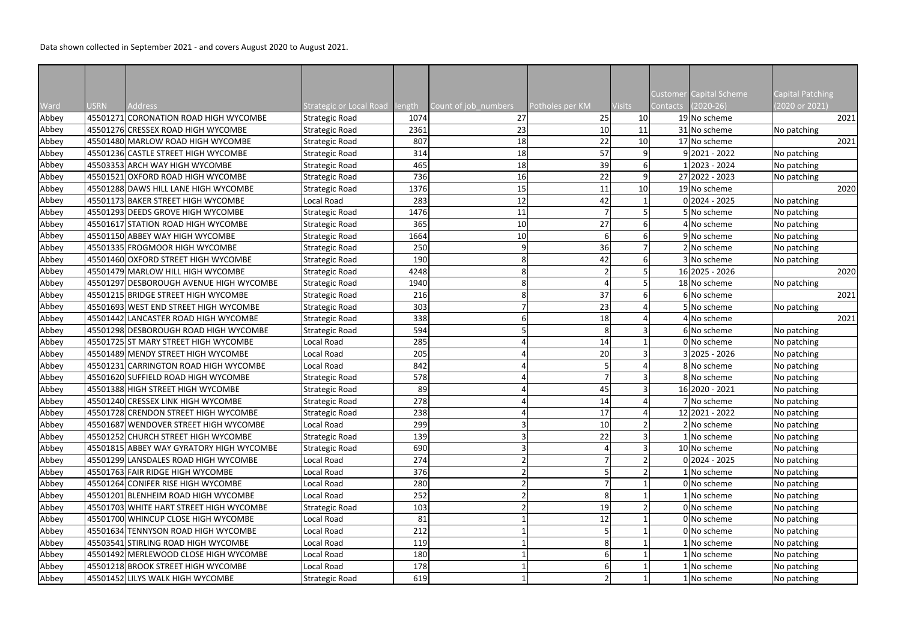Data shown collected in September 2021 - and covers August 2020 to August 2021.

| Ward | USRN | Address | Strategic or Local Road | length | Count of job_numbers | Potholes per KM | Visits | Customer Contacts | Capital Scheme (2020-26) | Capital Patching (2020 or 2021) |
|---|---|---|---|---|---|---|---|---|---|---|
| Abbey | 45501271 | CORONATION ROAD HIGH WYCOMBE | Strategic Road | 1074 | 27 | 25 | 10 | 19 | No scheme | 2021 |
| Abbey | 45501276 | CRESSEX ROAD HIGH WYCOMBE | Strategic Road | 2361 | 23 | 10 | 11 | 31 | No scheme | No patching |
| Abbey | 45501480 | MARLOW ROAD HIGH WYCOMBE | Strategic Road | 807 | 18 | 22 | 10 | 17 | No scheme | 2021 |
| Abbey | 45501236 | CASTLE STREET HIGH WYCOMBE | Strategic Road | 314 | 18 | 57 | 9 | 9 | 2021 - 2022 | No patching |
| Abbey | 45503353 | ARCH WAY HIGH WYCOMBE | Strategic Road | 465 | 18 | 39 | 6 | 1 | 2023 - 2024 | No patching |
| Abbey | 45501521 | OXFORD ROAD HIGH WYCOMBE | Strategic Road | 736 | 16 | 22 | 9 | 27 | 2022 - 2023 | No patching |
| Abbey | 45501288 | DAWS HILL LANE HIGH WYCOMBE | Strategic Road | 1376 | 15 | 11 | 10 | 19 | No scheme | 2020 |
| Abbey | 45501173 | BAKER STREET HIGH WYCOMBE | Local Road | 283 | 12 | 42 | 1 | 0 | 2024 - 2025 | No patching |
| Abbey | 45501293 | DEEDS GROVE HIGH WYCOMBE | Strategic Road | 1476 | 11 | 7 | 5 | 5 | No scheme | No patching |
| Abbey | 45501617 | STATION ROAD HIGH WYCOMBE | Strategic Road | 365 | 10 | 27 | 6 | 4 | No scheme | No patching |
| Abbey | 45501150 | ABBEY WAY HIGH WYCOMBE | Strategic Road | 1664 | 10 | 6 | 6 | 9 | No scheme | No patching |
| Abbey | 45501335 | FROGMOOR HIGH WYCOMBE | Strategic Road | 250 | 9 | 36 | 7 | 2 | No scheme | No patching |
| Abbey | 45501460 | OXFORD STREET HIGH WYCOMBE | Strategic Road | 190 | 8 | 42 | 6 | 3 | No scheme | No patching |
| Abbey | 45501479 | MARLOW HILL HIGH WYCOMBE | Strategic Road | 4248 | 8 | 2 | 5 | 16 | 2025 - 2026 | 2020 |
| Abbey | 45501297 | DESBOROUGH AVENUE HIGH WYCOMBE | Strategic Road | 1940 | 8 | 4 | 5 | 18 | No scheme | No patching |
| Abbey | 45501215 | BRIDGE STREET HIGH WYCOMBE | Strategic Road | 216 | 8 | 37 | 6 | 6 | No scheme | 2021 |
| Abbey | 45501693 | WEST END STREET HIGH WYCOMBE | Strategic Road | 303 | 7 | 23 | 4 | 5 | No scheme | No patching |
| Abbey | 45501442 | LANCASTER ROAD HIGH WYCOMBE | Strategic Road | 338 | 6 | 18 | 4 | 4 | No scheme | 2021 |
| Abbey | 45501298 | DESBOROUGH ROAD HIGH WYCOMBE | Strategic Road | 594 | 5 | 8 | 3 | 6 | No scheme | No patching |
| Abbey | 45501725 | ST MARY STREET HIGH WYCOMBE | Local Road | 285 | 4 | 14 | 1 | 0 | No scheme | No patching |
| Abbey | 45501489 | MENDY STREET HIGH WYCOMBE | Local Road | 205 | 4 | 20 | 3 | 3 | 2025 - 2026 | No patching |
| Abbey | 45501231 | CARRINGTON ROAD HIGH WYCOMBE | Local Road | 842 | 4 | 5 | 4 | 8 | No scheme | No patching |
| Abbey | 45501620 | SUFFIELD ROAD HIGH WYCOMBE | Strategic Road | 578 | 4 | 7 | 3 | 8 | No scheme | No patching |
| Abbey | 45501388 | HIGH STREET HIGH WYCOMBE | Strategic Road | 89 | 4 | 45 | 3 | 16 | 2020 - 2021 | No patching |
| Abbey | 45501240 | CRESSEX LINK HIGH WYCOMBE | Strategic Road | 278 | 4 | 14 | 4 | 7 | No scheme | No patching |
| Abbey | 45501728 | CRENDON STREET HIGH WYCOMBE | Strategic Road | 238 | 4 | 17 | 4 | 12 | 2021 - 2022 | No patching |
| Abbey | 45501687 | WENDOVER STREET HIGH WYCOMBE | Local Road | 299 | 3 | 10 | 2 | 2 | No scheme | No patching |
| Abbey | 45501252 | CHURCH STREET HIGH WYCOMBE | Strategic Road | 139 | 3 | 22 | 3 | 1 | No scheme | No patching |
| Abbey | 45501815 | ABBEY WAY GYRATORY HIGH WYCOMBE | Strategic Road | 690 | 3 | 4 | 3 | 10 | No scheme | No patching |
| Abbey | 45501299 | LANSDALES ROAD HIGH WYCOMBE | Local Road | 274 | 2 | 7 | 2 | 0 | 2024 - 2025 | No patching |
| Abbey | 45501763 | FAIR RIDGE HIGH WYCOMBE | Local Road | 376 | 2 | 5 | 2 | 1 | No scheme | No patching |
| Abbey | 45501264 | CONIFER RISE HIGH WYCOMBE | Local Road | 280 | 2 | 7 | 1 | 0 | No scheme | No patching |
| Abbey | 45501201 | BLENHEIM ROAD HIGH WYCOMBE | Local Road | 252 | 2 | 8 | 1 | 1 | No scheme | No patching |
| Abbey | 45501703 | WHITE HART STREET HIGH WYCOMBE | Strategic Road | 103 | 2 | 19 | 2 | 0 | No scheme | No patching |
| Abbey | 45501700 | WHINCUP CLOSE HIGH WYCOMBE | Local Road | 81 | 1 | 12 | 1 | 0 | No scheme | No patching |
| Abbey | 45501634 | TENNYSON ROAD HIGH WYCOMBE | Local Road | 212 | 1 | 5 | 1 | 0 | No scheme | No patching |
| Abbey | 45503541 | STIRLING ROAD HIGH WYCOMBE | Local Road | 119 | 1 | 8 | 1 | 1 | No scheme | No patching |
| Abbey | 45501492 | MERLEWOOD CLOSE HIGH WYCOMBE | Local Road | 180 | 1 | 6 | 1 | 1 | No scheme | No patching |
| Abbey | 45501218 | BROOK STREET HIGH WYCOMBE | Local Road | 178 | 1 | 6 | 1 | 1 | No scheme | No patching |
| Abbey | 45501452 | LILYS WALK HIGH WYCOMBE | Strategic Road | 619 | 1 | 2 | 1 | 1 | No scheme | No patching |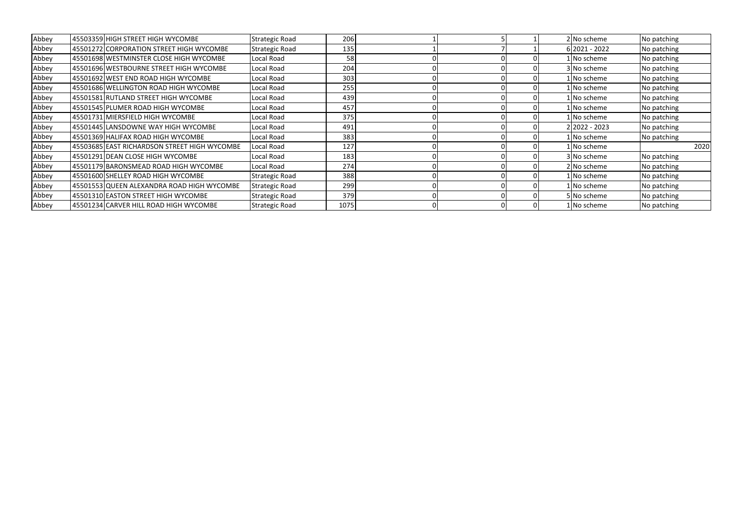| | | | | | | | | | | |
|---|---|---|---|---|---|---|---|---|---|---|
| Abbey | 45503359 | HIGH STREET HIGH WYCOMBE | Strategic Road | 206 | 1 | 5 | 1 | 2 | No scheme | No patching |
| Abbey | 45501272 | CORPORATION STREET HIGH WYCOMBE | Strategic Road | 135 | 1 | 7 | 1 | 6 | 2021 - 2022 | No patching |
| Abbey | 45501698 | WESTMINSTER CLOSE HIGH WYCOMBE | Local Road | 58 | 0 | 0 | 0 | 1 | No scheme | No patching |
| Abbey | 45501696 | WESTBOURNE STREET HIGH WYCOMBE | Local Road | 204 | 0 | 0 | 0 | 3 | No scheme | No patching |
| Abbey | 45501692 | WEST END ROAD HIGH WYCOMBE | Local Road | 303 | 0 | 0 | 0 | 1 | No scheme | No patching |
| Abbey | 45501686 | WELLINGTON ROAD HIGH WYCOMBE | Local Road | 255 | 0 | 0 | 0 | 1 | No scheme | No patching |
| Abbey | 45501581 | RUTLAND STREET HIGH WYCOMBE | Local Road | 439 | 0 | 0 | 0 | 1 | No scheme | No patching |
| Abbey | 45501545 | PLUMER ROAD HIGH WYCOMBE | Local Road | 457 | 0 | 0 | 0 | 1 | No scheme | No patching |
| Abbey | 45501731 | MIERSFIELD HIGH WYCOMBE | Local Road | 375 | 0 | 0 | 0 | 1 | No scheme | No patching |
| Abbey | 45501445 | LANSDOWNE WAY HIGH WYCOMBE | Local Road | 491 | 0 | 0 | 0 | 2 | 2022 - 2023 | No patching |
| Abbey | 45501369 | HALIFAX ROAD HIGH WYCOMBE | Local Road | 383 | 0 | 0 | 0 | 1 | No scheme | No patching |
| Abbey | 45503685 | EAST RICHARDSON STREET HIGH WYCOMBE | Local Road | 127 | 0 | 0 | 0 | 1 | No scheme | 2020 |
| Abbey | 45501291 | DEAN CLOSE HIGH WYCOMBE | Local Road | 183 | 0 | 0 | 0 | 3 | No scheme | No patching |
| Abbey | 45501179 | BARONSMEAD ROAD HIGH WYCOMBE | Local Road | 274 | 0 | 0 | 0 | 2 | No scheme | No patching |
| Abbey | 45501600 | SHELLEY ROAD HIGH WYCOMBE | Strategic Road | 388 | 0 | 0 | 0 | 1 | No scheme | No patching |
| Abbey | 45501553 | QUEEN ALEXANDRA ROAD HIGH WYCOMBE | Strategic Road | 299 | 0 | 0 | 0 | 1 | No scheme | No patching |
| Abbey | 45501310 | EASTON STREET HIGH WYCOMBE | Strategic Road | 379 | 0 | 0 | 0 | 5 | No scheme | No patching |
| Abbey | 45501234 | CARVER HILL ROAD HIGH WYCOMBE | Strategic Road | 1075 | 0 | 0 | 0 | 1 | No scheme | No patching |